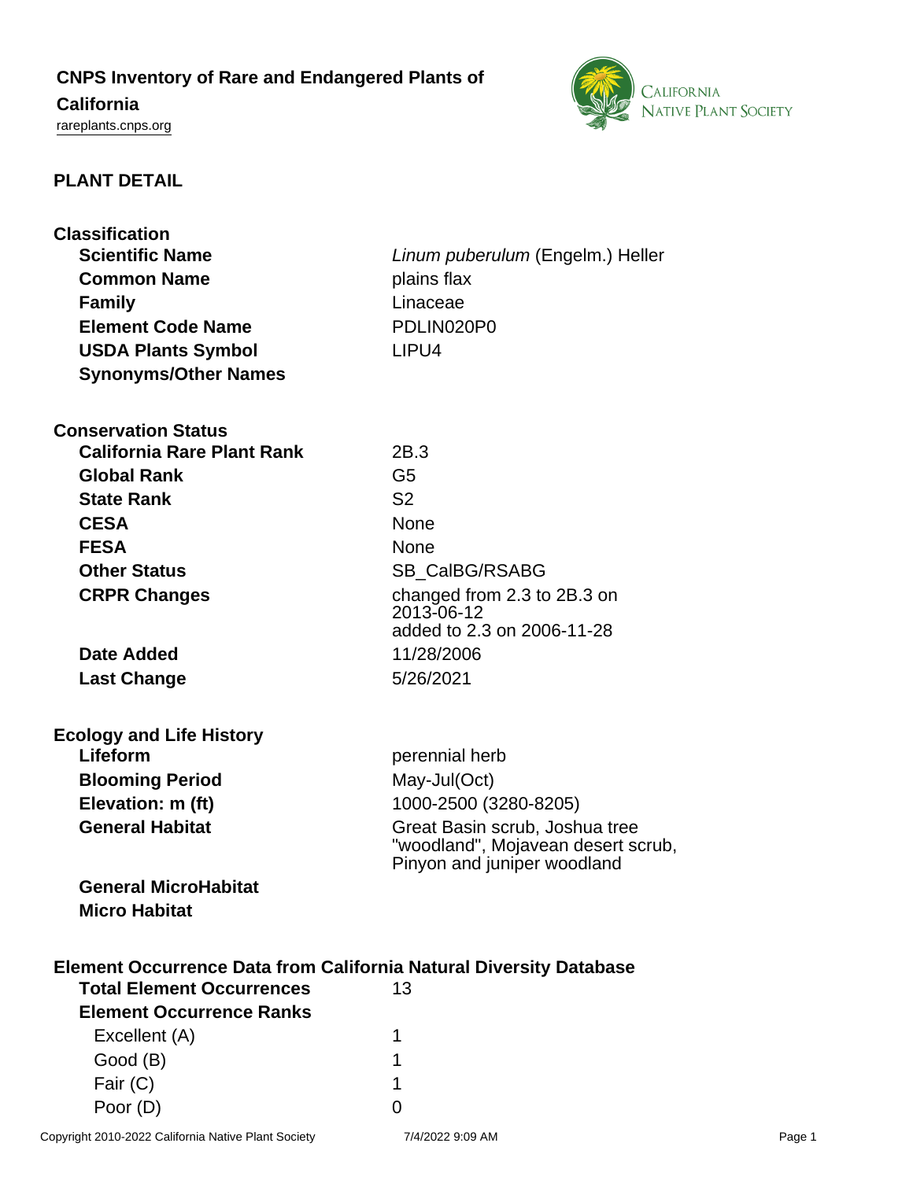# CNPS Inventory of Rare and Endangered Plants of California

rareplants.cnps.org

## PLANT DETAIL

### Classification

| | |
|---|---|
| **Scientific Name** | *Linum puberulum* (Engelm.) Heller |
| **Common Name** | plains flax |
| **Family** | Linaceae |
| **Element Code Name** | PDLIN020P0 |
| **USDA Plants Symbol** | LIPU4 |
| **Synonyms/Other Names** | |

### Conservation Status

| | |
|---|---|
| **California Rare Plant Rank** | 2B.3 |
| **Global Rank** | G5 |
| **State Rank** | S2 |
| **CESA** | None |
| **FESA** | None |
| **Other Status** | SB_CalBG/RSABG |
| **CRPR Changes** | changed from 2.3 to 2B.3 on 2013-06-12<br>added to 2.3 on 2006-11-28 |
| **Date Added** | 11/28/2006 |
| **Last Change** | 5/26/2021 |

### Ecology and Life History

| | |
|---|---|
| **Lifeform** | perennial herb |
| **Blooming Period** | May-Jul(Oct) |
| **Elevation: m (ft)** | 1000-2500 (3280-8205) |
| **General Habitat** | Great Basin scrub, Joshua tree "woodland", Mojavean desert scrub, Pinyon and juniper woodland |
| **General MicroHabitat** | |
| **Micro Habitat** | |

### Element Occurrence Data from California Natural Diversity Database

| | |
|---|---|
| **Total Element Occurrences** | 13 |
| **Element Occurrence Ranks** | |
| Excellent (A) | 1 |
| Good (B) | 1 |
| Fair (C) | 1 |
| Poor (D) | 0 |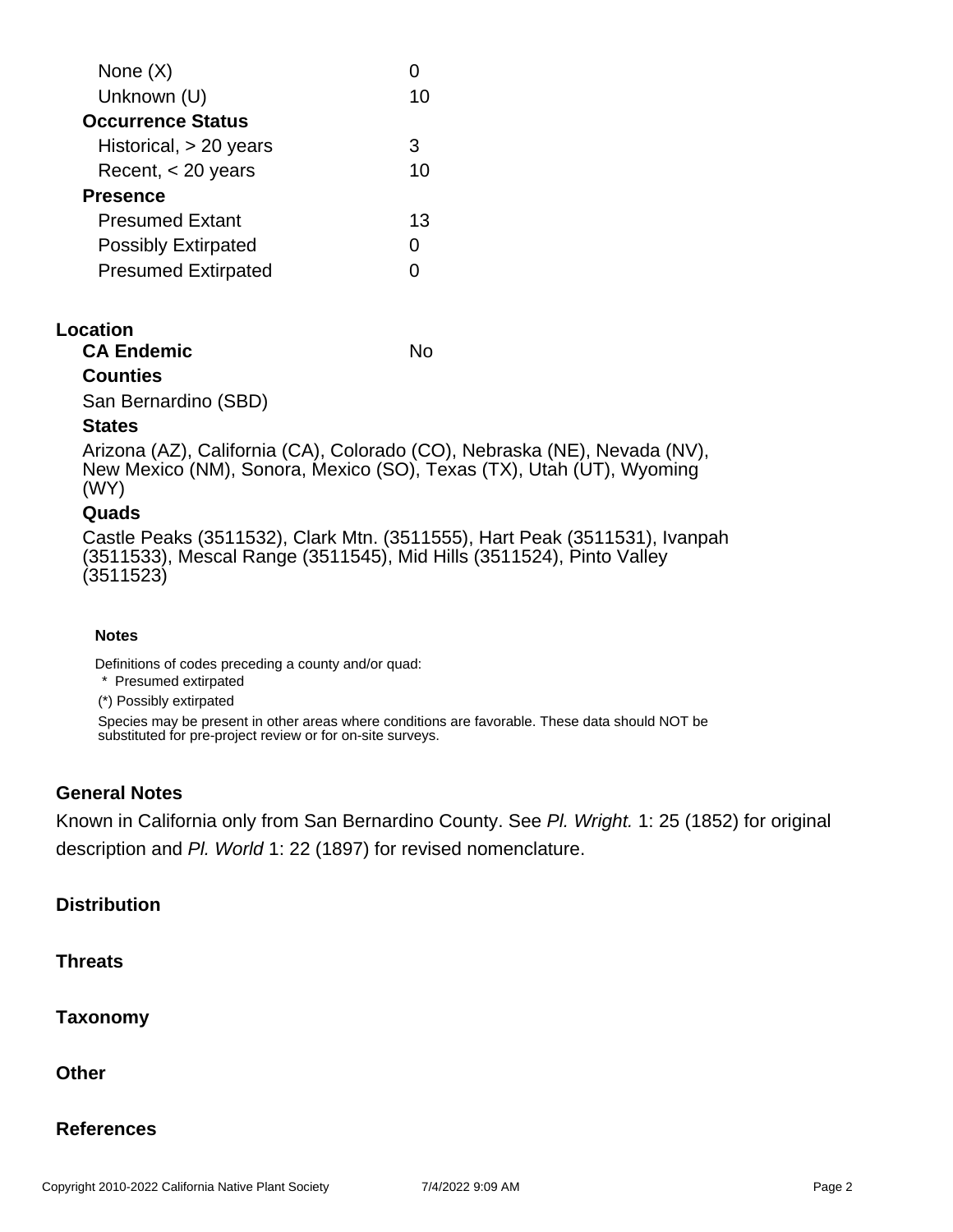None (X) 0

Unknown (U) 10

**Occurrence Status**

Historical, > 20 years 3

Recent, < 20 years 10

**Presence**

Presumed Extant 13

Possibly Extirpated 0

Presumed Extirpated 0

## Location

**CA Endemic** No

**Counties**

San Bernardino (SBD)

**States**

Arizona (AZ), California (CA), Colorado (CO), Nebraska (NE), Nevada (NV), New Mexico (NM), Sonora, Mexico (SO), Texas (TX), Utah (UT), Wyoming (WY)

**Quads**

Castle Peaks (3511532), Clark Mtn. (3511555), Hart Peak (3511531), Ivanpah (3511533), Mescal Range (3511545), Mid Hills (3511524), Pinto Valley (3511523)

**Notes**

Definitions of codes preceding a county and/or quad:

* Presumed extirpated

(*) Possibly extirpated

Species may be present in other areas where conditions are favorable. These data should NOT be substituted for pre-project review or for on-site surveys.

## General Notes

Known in California only from San Bernardino County. See *Pl. Wright.* 1: 25 (1852) for original description and *Pl. World* 1: 22 (1897) for revised nomenclature.

## Distribution

## Threats

## Taxonomy

## Other

## References